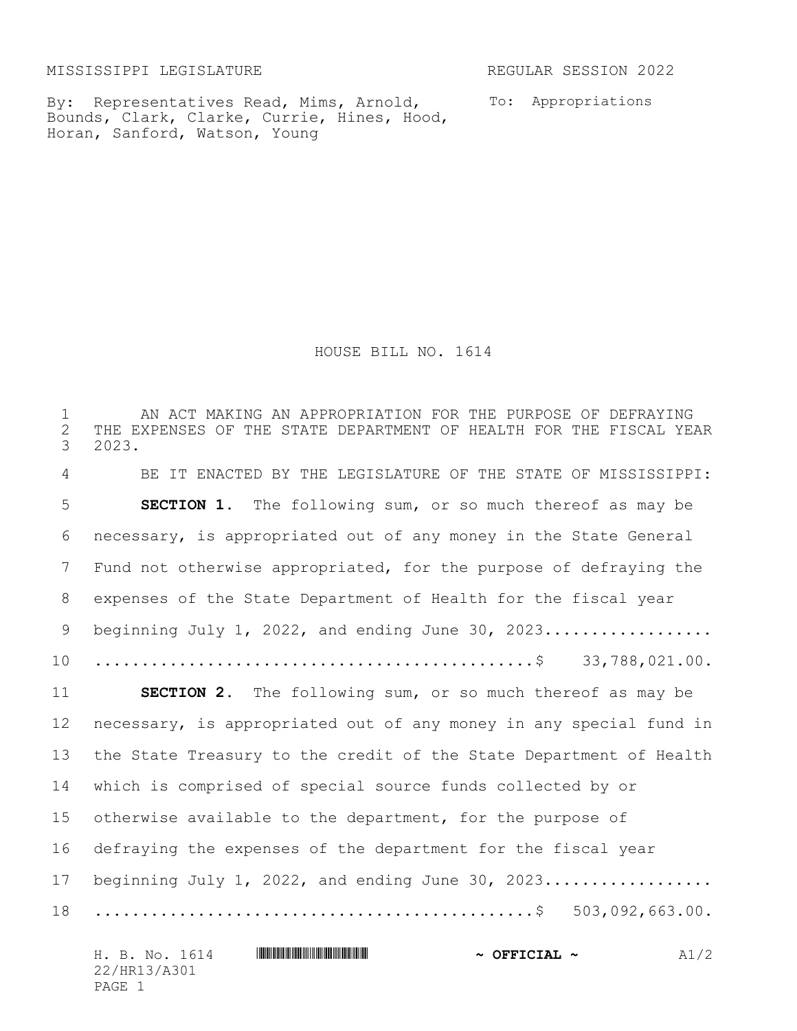MISSISSIPPI LEGISLATURE REGULAR SESSION 2022

By: Representatives Read, Mims, Arnold, Bounds, Clark, Clarke, Currie, Hines, Hood, Horan, Sanford, Watson, Young

To: Appropriations

# HOUSE BILL NO. 1614

AN ACT MAKING AN APPROPRIATION FOR THE PURPOSE OF DEFRAYING THE EXPENSES OF THE STATE DEPARTMENT OF HEALTH FOR THE FISCAL YEAR 2023.

BE IT ENACTED BY THE LEGISLATURE OF THE STATE OF MISSISSIPPI:

**SECTION 1.** The following sum, or so much thereof as may be necessary, is appropriated out of any money in the State General Fund not otherwise appropriated, for the purpose of defraying the expenses of the State Department of Health for the fiscal year beginning July 1, 2022, and ending June 30, 2023.................................................................$ 33,788,021.00.

**SECTION 2.** The following sum, or so much thereof as may be necessary, is appropriated out of any money in any special fund in the State Treasury to the credit of the State Department of Health which is comprised of special source funds collected by or otherwise available to the department, for the purpose of defraying the expenses of the department for the fiscal year beginning July 1, 2022, and ending June 30, 2023.................................................................$ 503,092,663.00.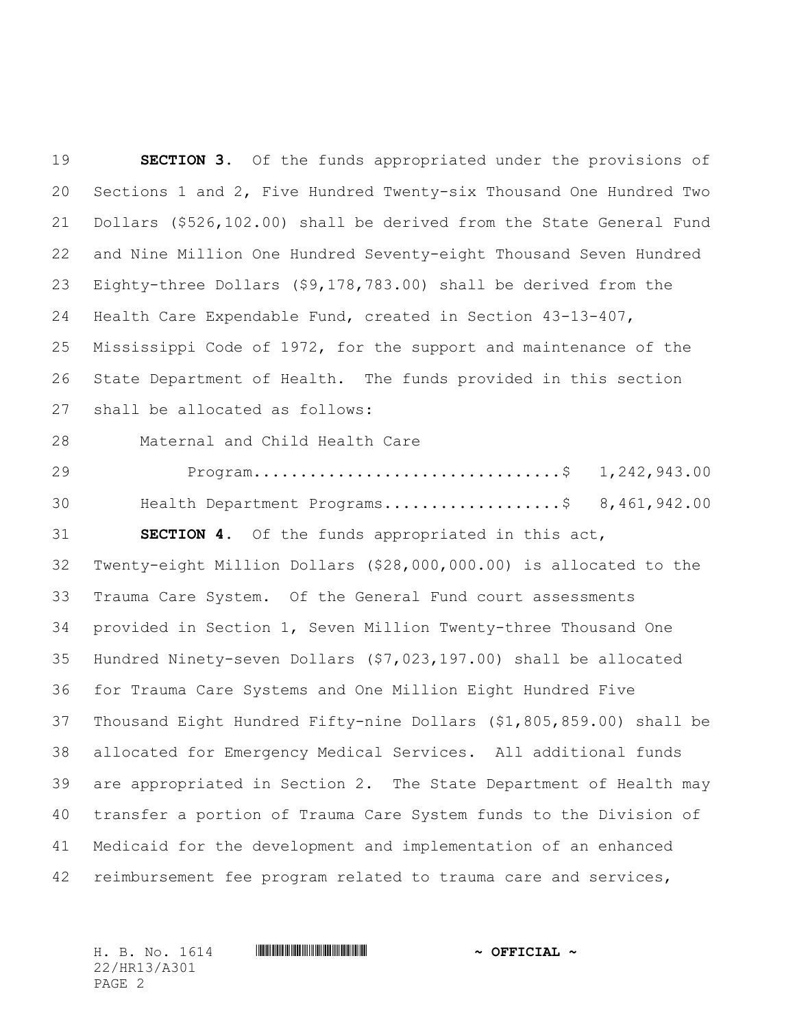**SECTION 3.** Of the funds appropriated under the provisions of Sections 1 and 2, Five Hundred Twenty-six Thousand One Hundred Two Dollars ($526,102.00) shall be derived from the State General Fund and Nine Million One Hundred Seventy-eight Thousand Seven Hundred Eighty-three Dollars ($9,178,783.00) shall be derived from the Health Care Expendable Fund, created in Section 43-13-407, Mississippi Code of 1972, for the support and maintenance of the State Department of Health. The funds provided in this section shall be allocated as follows:

Maternal and Child Health Care Program................................$ 1,242,943.00

Health Department Programs...................$ 8,461,942.00

**SECTION 4.** Of the funds appropriated in this act, Twenty-eight Million Dollars ($28,000,000.00) is allocated to the Trauma Care System. Of the General Fund court assessments provided in Section 1, Seven Million Twenty-three Thousand One Hundred Ninety-seven Dollars ($7,023,197.00) shall be allocated for Trauma Care Systems and One Million Eight Hundred Five Thousand Eight Hundred Fifty-nine Dollars ($1,805,859.00) shall be allocated for Emergency Medical Services. All additional funds are appropriated in Section 2. The State Department of Health may transfer a portion of Trauma Care System funds to the Division of Medicaid for the development and implementation of an enhanced reimbursement fee program related to trauma care and services,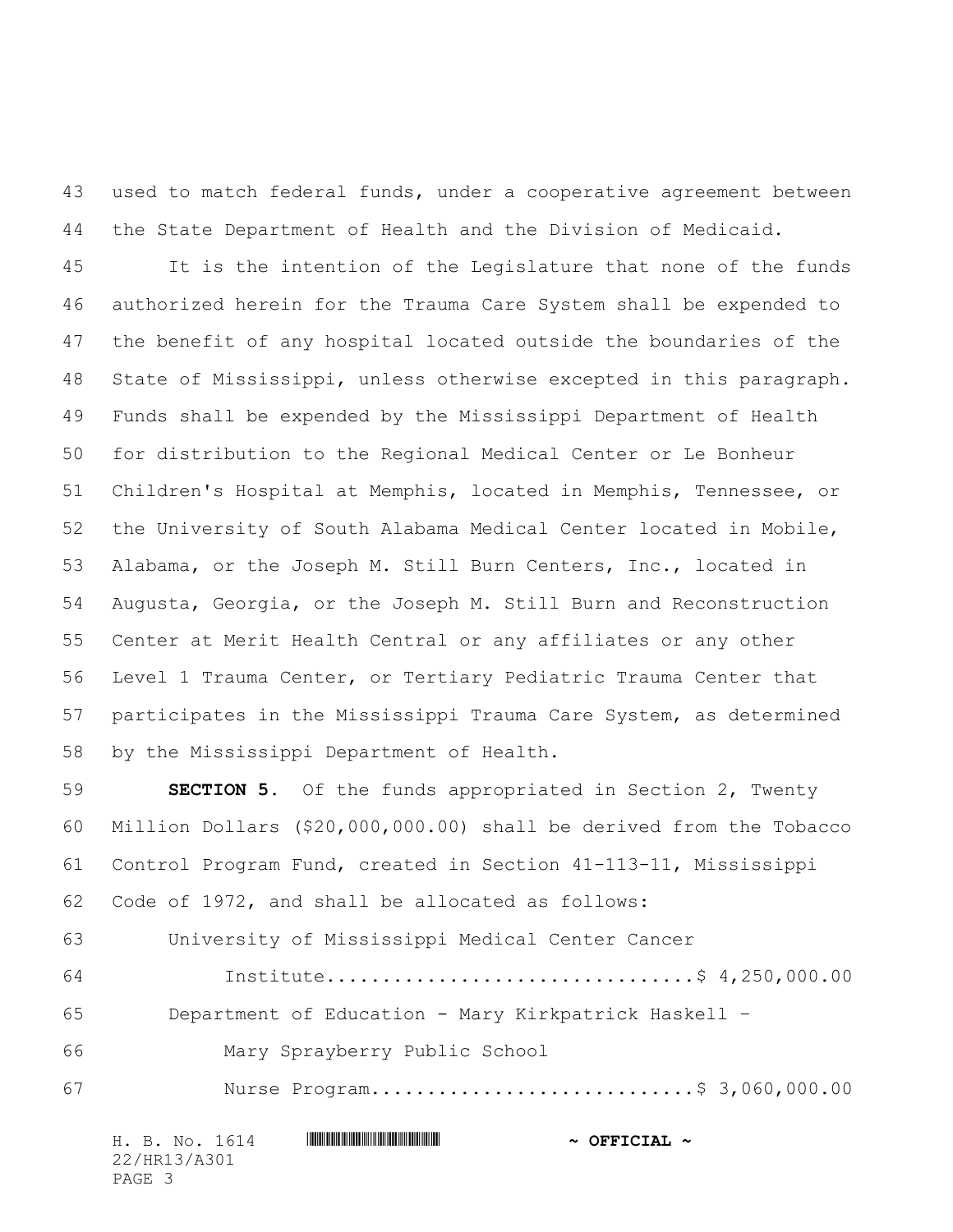used to match federal funds, under a cooperative agreement between the State Department of Health and the Division of Medicaid.

It is the intention of the Legislature that none of the funds authorized herein for the Trauma Care System shall be expended to the benefit of any hospital located outside the boundaries of the State of Mississippi, unless otherwise excepted in this paragraph. Funds shall be expended by the Mississippi Department of Health for distribution to the Regional Medical Center or Le Bonheur Children's Hospital at Memphis, located in Memphis, Tennessee, or the University of South Alabama Medical Center located in Mobile, Alabama, or the Joseph M. Still Burn Centers, Inc., located in Augusta, Georgia, or the Joseph M. Still Burn and Reconstruction Center at Merit Health Central or any affiliates or any other Level 1 Trauma Center, or Tertiary Pediatric Trauma Center that participates in the Mississippi Trauma Care System, as determined by the Mississippi Department of Health.

**SECTION 5.** Of the funds appropriated in Section 2, Twenty Million Dollars ($20,000,000.00) shall be derived from the Tobacco Control Program Fund, created in Section 41-113-11, Mississippi Code of 1972, and shall be allocated as follows:

University of Mississippi Medical Center Cancer Institute................................$ 4,250,000.00

Department of Education - Mary Kirkpatrick Haskell – Mary Sprayberry Public School Nurse Program............................$ 3,060,000.00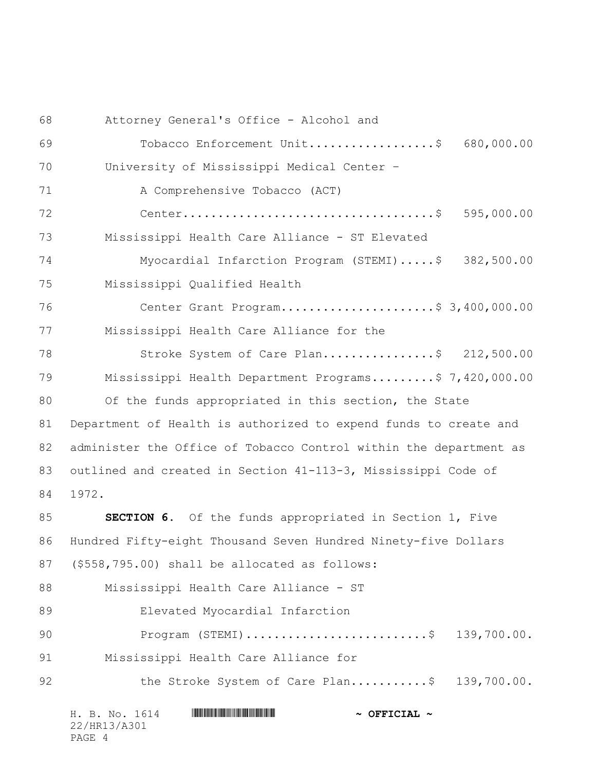Attorney General's Office - Alcohol and Tobacco Enforcement Unit..................$ 680,000.00

University of Mississippi Medical Center – A Comprehensive Tobacco (ACT) Center....................................$ 595,000.00

Mississippi Health Care Alliance - ST Elevated Myocardial Infarction Program (STEMI).....$ 382,500.00

Mississippi Qualified Health Center Grant Program......................$ 3,400,000.00

Mississippi Health Care Alliance for the Stroke System of Care Plan................$ 212,500.00

Mississippi Health Department Programs.........$ 7,420,000.00

Of the funds appropriated in this section, the State Department of Health is authorized to expend funds to create and administer the Office of Tobacco Control within the department as outlined and created in Section 41-113-3, Mississippi Code of 1972.

**SECTION 6.** Of the funds appropriated in Section 1, Five Hundred Fifty-eight Thousand Seven Hundred Ninety-five Dollars ($558,795.00) shall be allocated as follows:

Mississippi Health Care Alliance - ST Elevated Myocardial Infarction Program (STEMI).........................$ 139,700.00.

Mississippi Health Care Alliance for the Stroke System of Care Plan...........$ 139,700.00.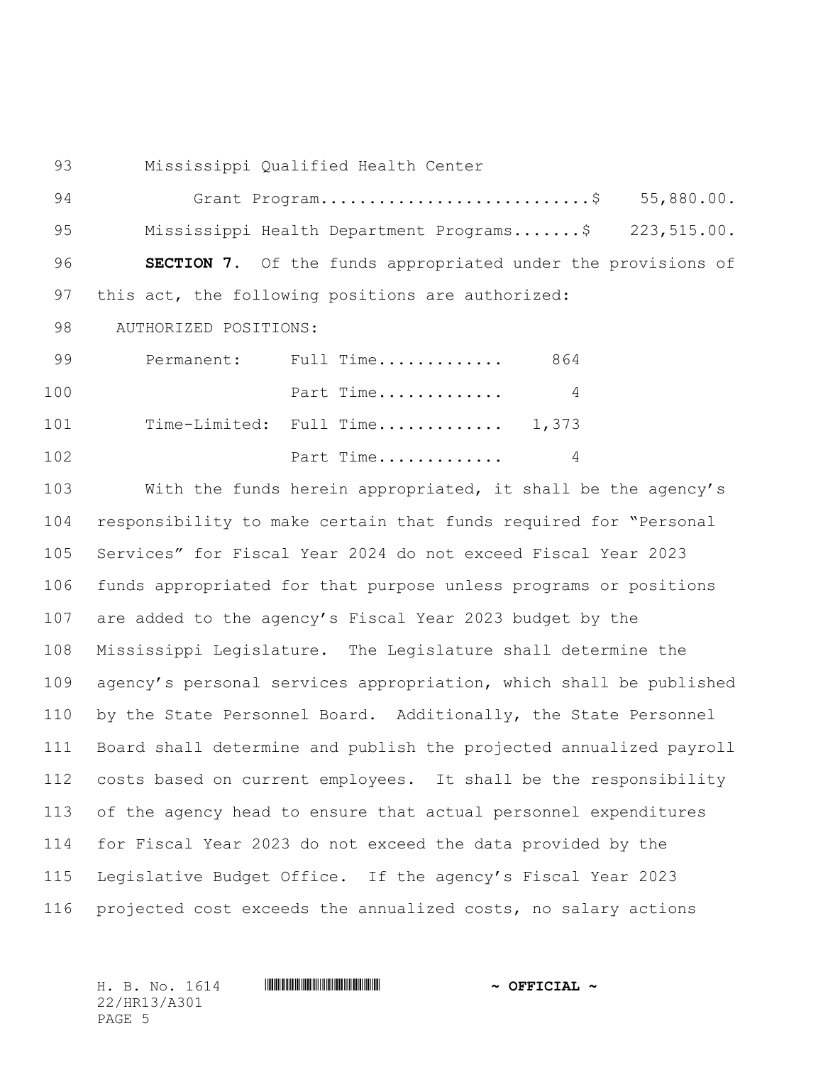Mississippi Qualified Health Center Grant Program............................$ 55,880.00.

Mississippi Health Department Programs.......$ 223,515.00.

**SECTION 7.** Of the funds appropriated under the provisions of this act, the following positions are authorized:

AUTHORIZED POSITIONS:

| | | |
|---|---|---|
| Permanent: | Full Time............. | 864 |
| | Part Time............. | 4 |
| Time-Limited: | Full Time............. | 1,373 |
| | Part Time............. | 4 |

With the funds herein appropriated, it shall be the agency's responsibility to make certain that funds required for "Personal Services" for Fiscal Year 2024 do not exceed Fiscal Year 2023 funds appropriated for that purpose unless programs or positions are added to the agency's Fiscal Year 2023 budget by the Mississippi Legislature. The Legislature shall determine the agency's personal services appropriation, which shall be published by the State Personnel Board. Additionally, the State Personnel Board shall determine and publish the projected annualized payroll costs based on current employees. It shall be the responsibility of the agency head to ensure that actual personnel expenditures for Fiscal Year 2023 do not exceed the data provided by the Legislative Budget Office. If the agency's Fiscal Year 2023 projected cost exceeds the annualized costs, no salary actions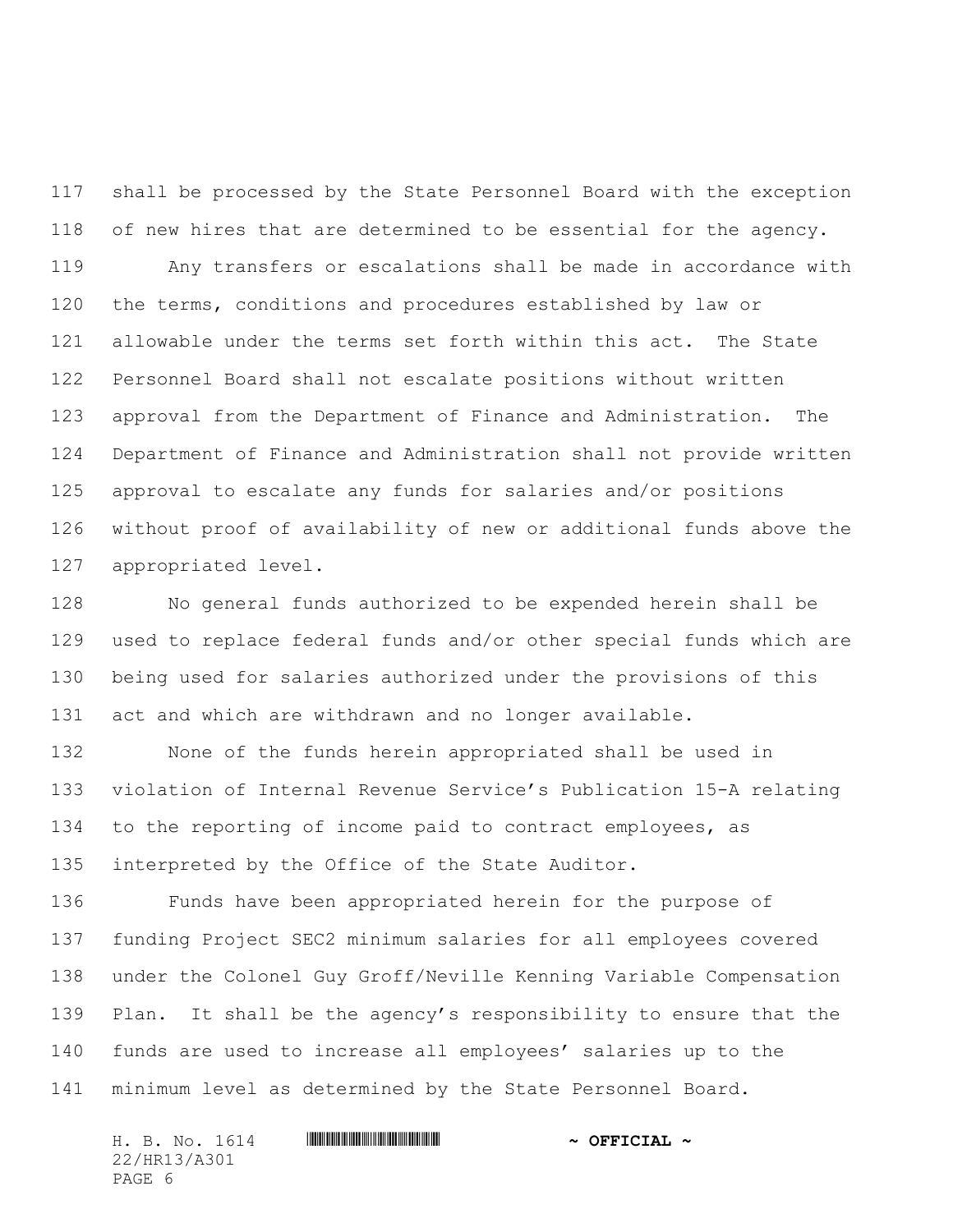shall be processed by the State Personnel Board with the exception of new hires that are determined to be essential for the agency.

Any transfers or escalations shall be made in accordance with the terms, conditions and procedures established by law or allowable under the terms set forth within this act. The State Personnel Board shall not escalate positions without written approval from the Department of Finance and Administration. The Department of Finance and Administration shall not provide written approval to escalate any funds for salaries and/or positions without proof of availability of new or additional funds above the appropriated level.

No general funds authorized to be expended herein shall be used to replace federal funds and/or other special funds which are being used for salaries authorized under the provisions of this act and which are withdrawn and no longer available.

None of the funds herein appropriated shall be used in violation of Internal Revenue Service's Publication 15-A relating to the reporting of income paid to contract employees, as interpreted by the Office of the State Auditor.

Funds have been appropriated herein for the purpose of funding Project SEC2 minimum salaries for all employees covered under the Colonel Guy Groff/Neville Kenning Variable Compensation Plan. It shall be the agency's responsibility to ensure that the funds are used to increase all employees' salaries up to the minimum level as determined by the State Personnel Board.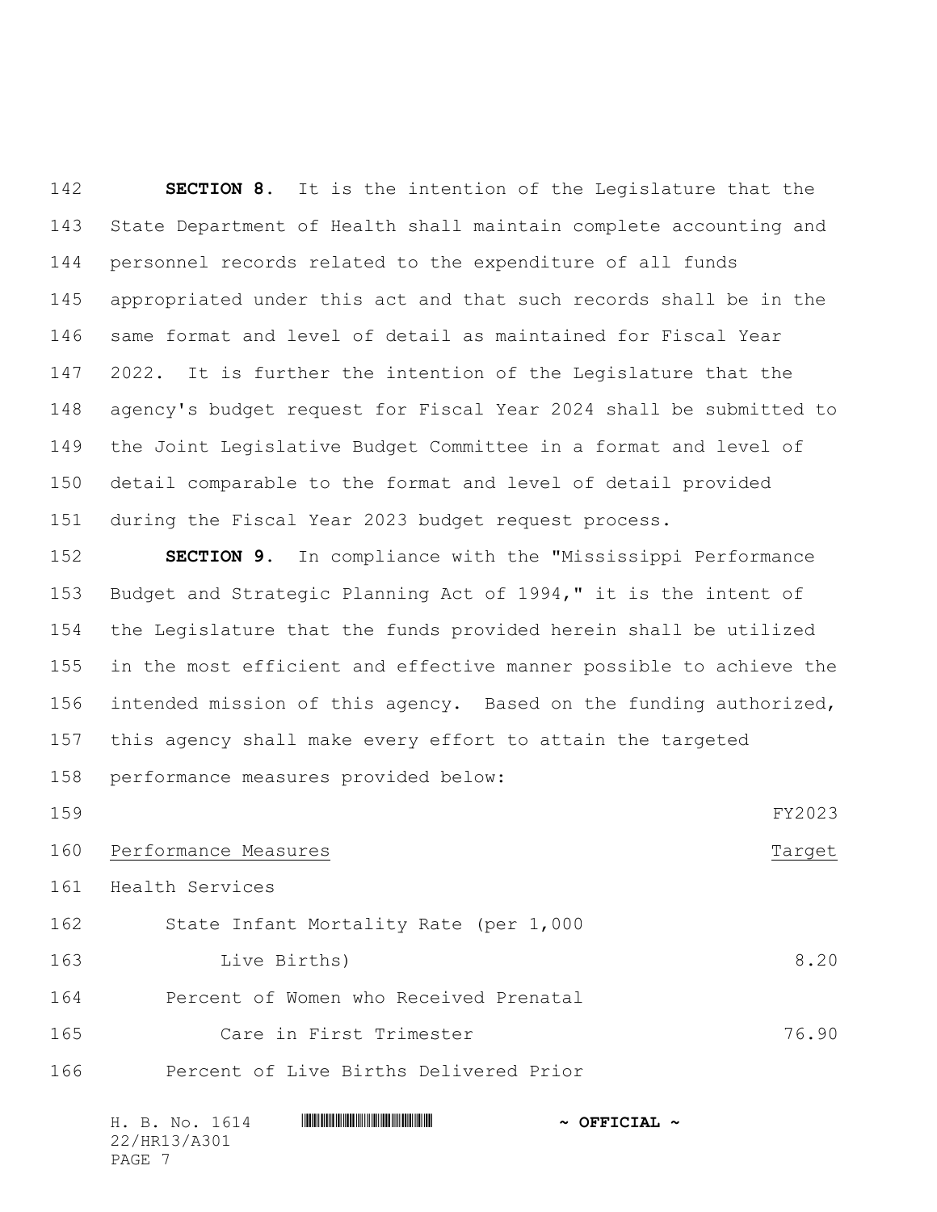**SECTION 8.** It is the intention of the Legislature that the State Department of Health shall maintain complete accounting and personnel records related to the expenditure of all funds appropriated under this act and that such records shall be in the same format and level of detail as maintained for Fiscal Year 2022. It is further the intention of the Legislature that the agency's budget request for Fiscal Year 2024 shall be submitted to the Joint Legislative Budget Committee in a format and level of detail comparable to the format and level of detail provided during the Fiscal Year 2023 budget request process.

**SECTION 9.** In compliance with the "Mississippi Performance Budget and Strategic Planning Act of 1994," it is the intent of the Legislature that the funds provided herein shall be utilized in the most efficient and effective manner possible to achieve the intended mission of this agency. Based on the funding authorized, this agency shall make every effort to attain the targeted performance measures provided below:

| Performance Measures | FY2023 Target |
|---|---|
| Health Services | |
| State Infant Mortality Rate (per 1,000 Live Births) | 8.20 |
| Percent of Women who Received Prenatal Care in First Trimester | 76.90 |
| Percent of Live Births Delivered Prior | |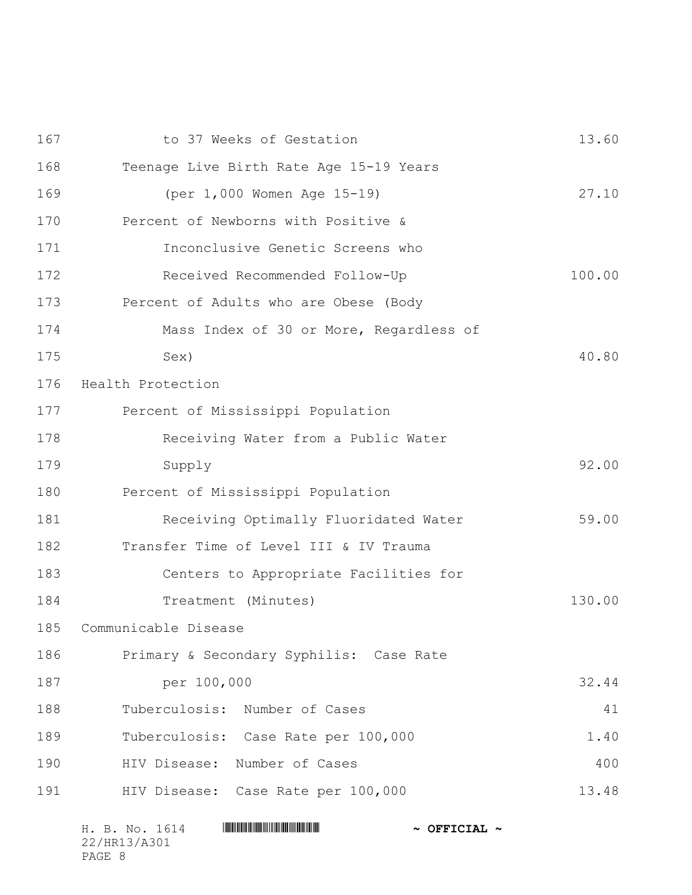| | |
|---|---|
| to 37 Weeks of Gestation | 13.60 |
| Teenage Live Birth Rate Age 15-19 Years (per 1,000 Women Age 15-19) | 27.10 |
| Percent of Newborns with Positive & Inconclusive Genetic Screens who Received Recommended Follow-Up | 100.00 |
| Percent of Adults who are Obese (Body Mass Index of 30 or More, Regardless of Sex) | 40.80 |
| **Health Protection** | |
| Percent of Mississippi Population Receiving Water from a Public Water Supply | 92.00 |
| Percent of Mississippi Population Receiving Optimally Fluoridated Water | 59.00 |
| Transfer Time of Level III & IV Trauma Centers to Appropriate Facilities for Treatment (Minutes) | 130.00 |
| **Communicable Disease** | |
| Primary & Secondary Syphilis: Case Rate per 100,000 | 32.44 |
| Tuberculosis: Number of Cases | 41 |
| Tuberculosis: Case Rate per 100,000 | 1.40 |
| HIV Disease: Number of Cases | 400 |
| HIV Disease: Case Rate per 100,000 | 13.48 |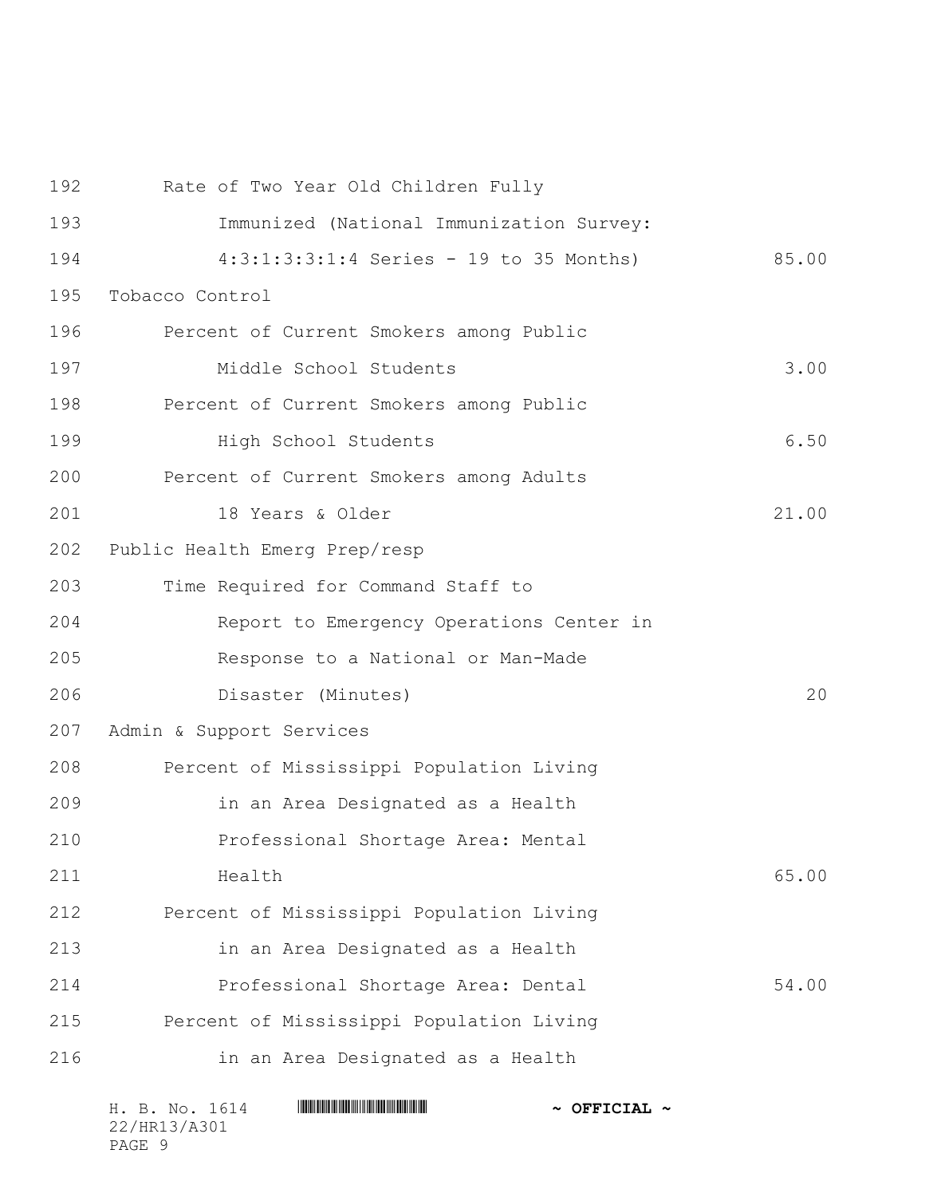| Measure | Target |
|---|---|
| Rate of Two Year Old Children Fully Immunized (National Immunization Survey: 4:3:1:3:3:1:4 Series - 19 to 35 Months) | 85.00 |
| **Tobacco Control** | |
| Percent of Current Smokers among Public Middle School Students | 3.00 |
| Percent of Current Smokers among Public High School Students | 6.50 |
| Percent of Current Smokers among Adults 18 Years & Older | 21.00 |
| **Public Health Emerg Prep/resp** | |
| Time Required for Command Staff to Report to Emergency Operations Center in Response to a National or Man-Made Disaster (Minutes) | 20 |
| **Admin & Support Services** | |
| Percent of Mississippi Population Living in an Area Designated as a Health Professional Shortage Area: Mental Health | 65.00 |
| Percent of Mississippi Population Living in an Area Designated as a Health Professional Shortage Area: Dental | 54.00 |
| Percent of Mississippi Population Living in an Area Designated as a Health | |

H. B. No. 1614
22/HR13/A301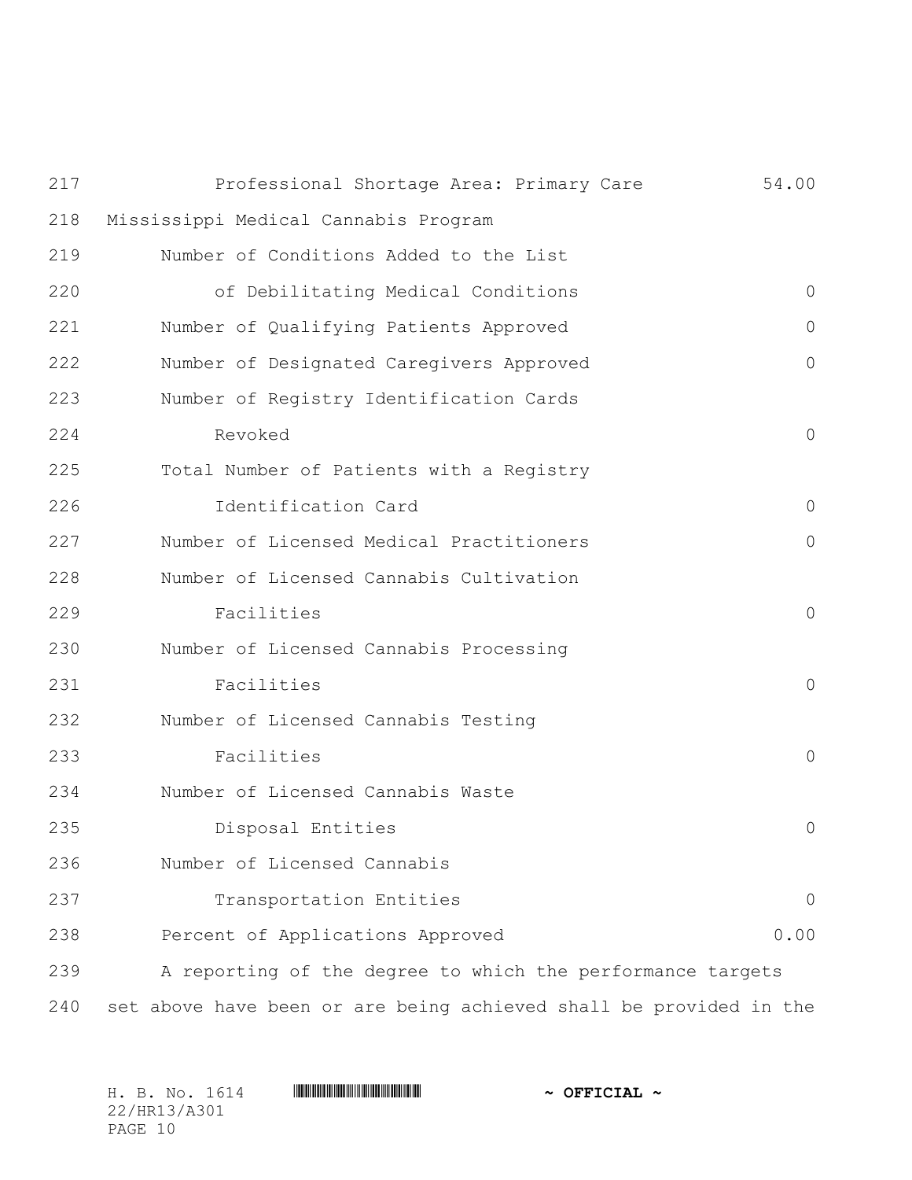Professional Shortage Area: Primary Care 54.00

Mississippi Medical Cannabis Program

| | |
|---|---|
| Number of Conditions Added to the List of Debilitating Medical Conditions | 0 |
| Number of Qualifying Patients Approved | 0 |
| Number of Designated Caregivers Approved | 0 |
| Number of Registry Identification Cards Revoked | 0 |
| Total Number of Patients with a Registry Identification Card | 0 |
| Number of Licensed Medical Practitioners | 0 |
| Number of Licensed Cannabis Cultivation Facilities | 0 |
| Number of Licensed Cannabis Processing Facilities | 0 |
| Number of Licensed Cannabis Testing Facilities | 0 |
| Number of Licensed Cannabis Waste Disposal Entities | 0 |
| Number of Licensed Cannabis Transportation Entities | 0 |
| Percent of Applications Approved | 0.00 |

A reporting of the degree to which the performance targets set above have been or are being achieved shall be provided in the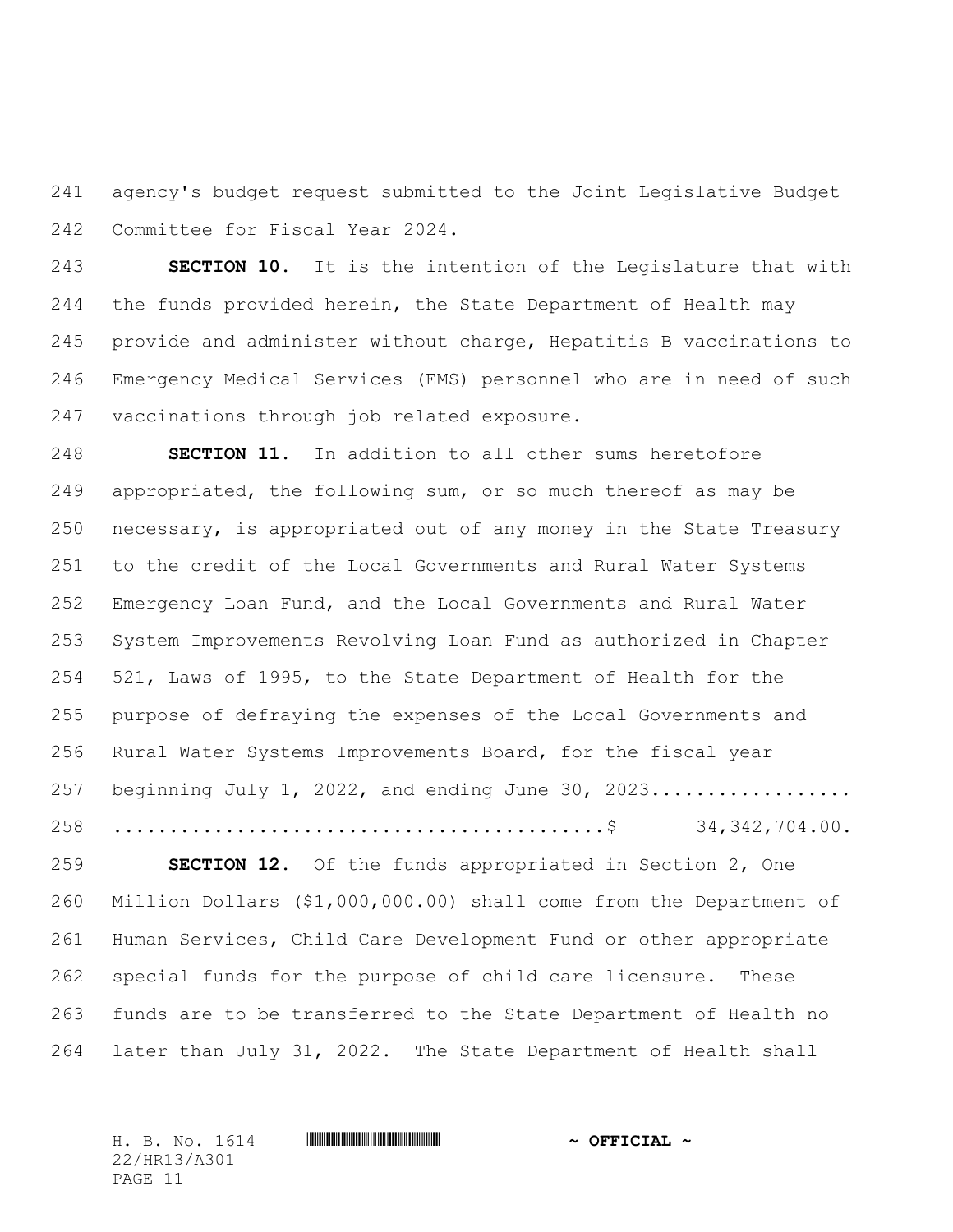agency's budget request submitted to the Joint Legislative Budget Committee for Fiscal Year 2024.

**SECTION 10.** It is the intention of the Legislature that with the funds provided herein, the State Department of Health may provide and administer without charge, Hepatitis B vaccinations to Emergency Medical Services (EMS) personnel who are in need of such vaccinations through job related exposure.

**SECTION 11.** In addition to all other sums heretofore appropriated, the following sum, or so much thereof as may be necessary, is appropriated out of any money in the State Treasury to the credit of the Local Governments and Rural Water Systems Emergency Loan Fund, and the Local Governments and Rural Water System Improvements Revolving Loan Fund as authorized in Chapter 521, Laws of 1995, to the State Department of Health for the purpose of defraying the expenses of the Local Governments and Rural Water Systems Improvements Board, for the fiscal year beginning July 1, 2022, and ending June 30, 2023.................. ..........................................$ 34,342,704.00.

**SECTION 12.** Of the funds appropriated in Section 2, One Million Dollars ($1,000,000.00) shall come from the Department of Human Services, Child Care Development Fund or other appropriate special funds for the purpose of child care licensure. These funds are to be transferred to the State Department of Health no later than July 31, 2022. The State Department of Health shall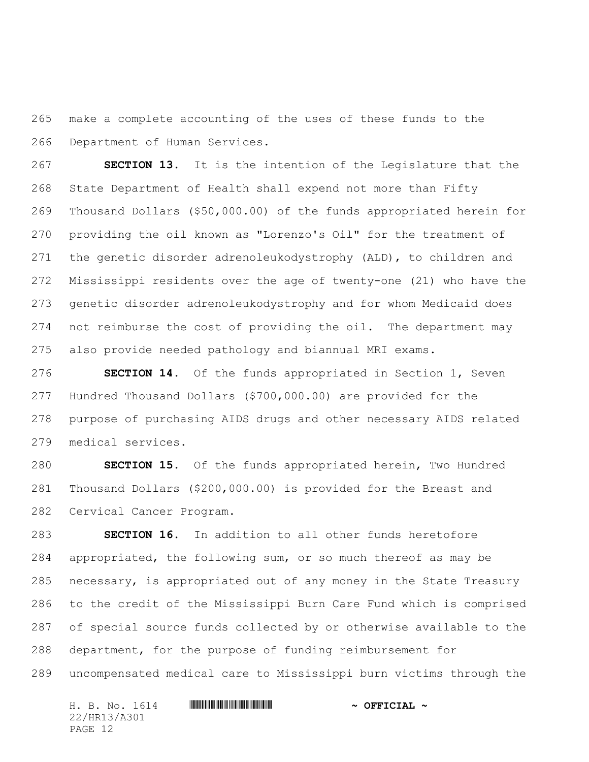make a complete accounting of the uses of these funds to the Department of Human Services.

**SECTION 13.** It is the intention of the Legislature that the State Department of Health shall expend not more than Fifty Thousand Dollars ($50,000.00) of the funds appropriated herein for providing the oil known as "Lorenzo's Oil" for the treatment of the genetic disorder adrenoleukodystrophy (ALD), to children and Mississippi residents over the age of twenty-one (21) who have the genetic disorder adrenoleukodystrophy and for whom Medicaid does not reimburse the cost of providing the oil. The department may also provide needed pathology and biannual MRI exams.

**SECTION 14.** Of the funds appropriated in Section 1, Seven Hundred Thousand Dollars ($700,000.00) are provided for the purpose of purchasing AIDS drugs and other necessary AIDS related medical services.

**SECTION 15.** Of the funds appropriated herein, Two Hundred Thousand Dollars ($200,000.00) is provided for the Breast and Cervical Cancer Program.

**SECTION 16.** In addition to all other funds heretofore appropriated, the following sum, or so much thereof as may be necessary, is appropriated out of any money in the State Treasury to the credit of the Mississippi Burn Care Fund which is comprised of special source funds collected by or otherwise available to the department, for the purpose of funding reimbursement for uncompensated medical care to Mississippi burn victims through the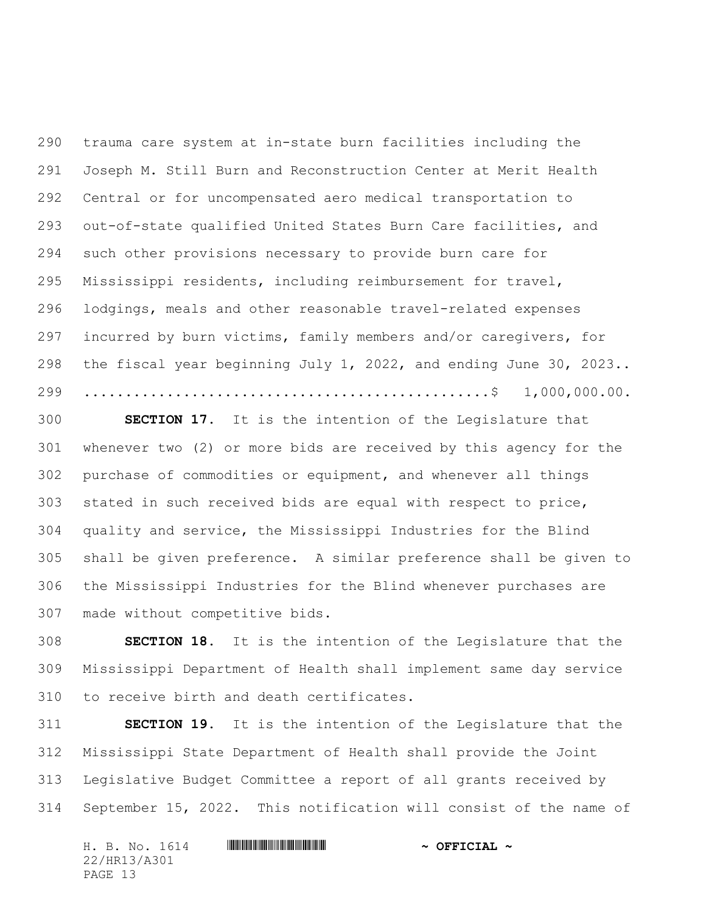trauma care system at in-state burn facilities including the Joseph M. Still Burn and Reconstruction Center at Merit Health Central or for uncompensated aero medical transportation to out-of-state qualified United States Burn Care facilities, and such other provisions necessary to provide burn care for Mississippi residents, including reimbursement for travel, lodgings, meals and other reasonable travel-related expenses incurred by burn victims, family members and/or caregivers, for the fiscal year beginning July 1, 2022, and ending June 30, 2023.. ................................................$ 1,000,000.00.

**SECTION 17.** It is the intention of the Legislature that whenever two (2) or more bids are received by this agency for the purchase of commodities or equipment, and whenever all things stated in such received bids are equal with respect to price, quality and service, the Mississippi Industries for the Blind shall be given preference. A similar preference shall be given to the Mississippi Industries for the Blind whenever purchases are made without competitive bids.

**SECTION 18.** It is the intention of the Legislature that the Mississippi Department of Health shall implement same day service to receive birth and death certificates.

**SECTION 19.** It is the intention of the Legislature that the Mississippi State Department of Health shall provide the Joint Legislative Budget Committee a report of all grants received by September 15, 2022. This notification will consist of the name of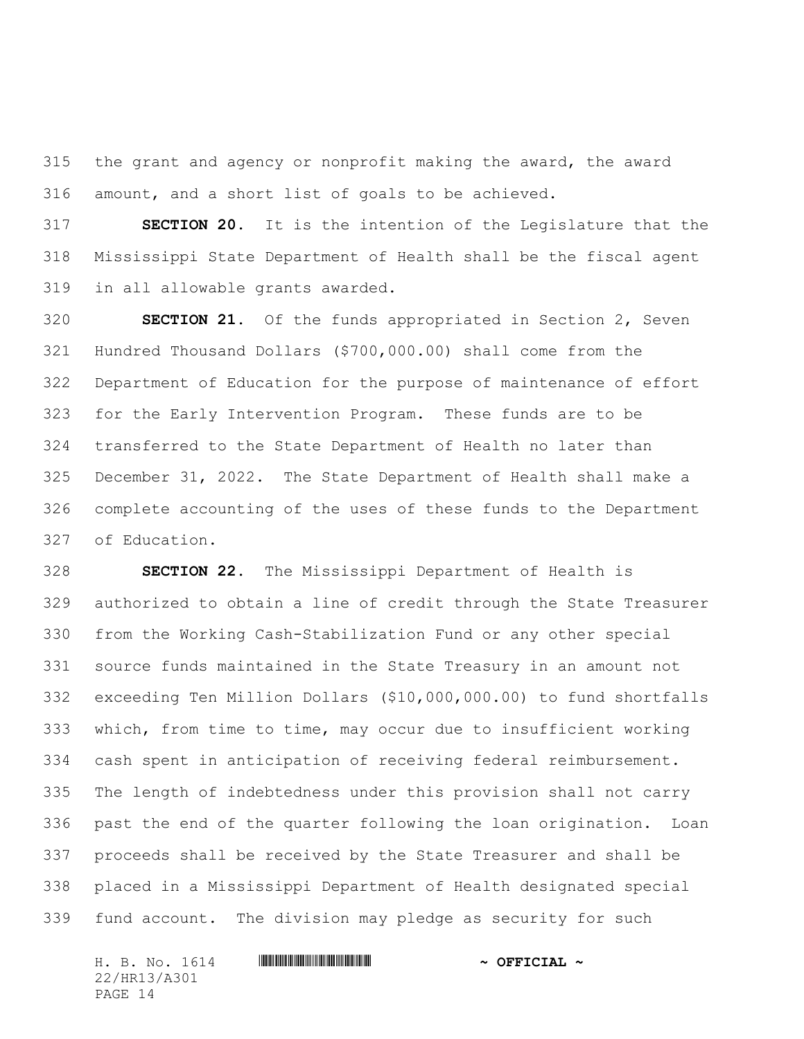the grant and agency or nonprofit making the award, the award amount, and a short list of goals to be achieved.

**SECTION 20.** It is the intention of the Legislature that the Mississippi State Department of Health shall be the fiscal agent in all allowable grants awarded.

**SECTION 21.** Of the funds appropriated in Section 2, Seven Hundred Thousand Dollars ($700,000.00) shall come from the Department of Education for the purpose of maintenance of effort for the Early Intervention Program. These funds are to be transferred to the State Department of Health no later than December 31, 2022. The State Department of Health shall make a complete accounting of the uses of these funds to the Department of Education.

**SECTION 22.** The Mississippi Department of Health is authorized to obtain a line of credit through the State Treasurer from the Working Cash-Stabilization Fund or any other special source funds maintained in the State Treasury in an amount not exceeding Ten Million Dollars ($10,000,000.00) to fund shortfalls which, from time to time, may occur due to insufficient working cash spent in anticipation of receiving federal reimbursement. The length of indebtedness under this provision shall not carry past the end of the quarter following the loan origination. Loan proceeds shall be received by the State Treasurer and shall be placed in a Mississippi Department of Health designated special fund account. The division may pledge as security for such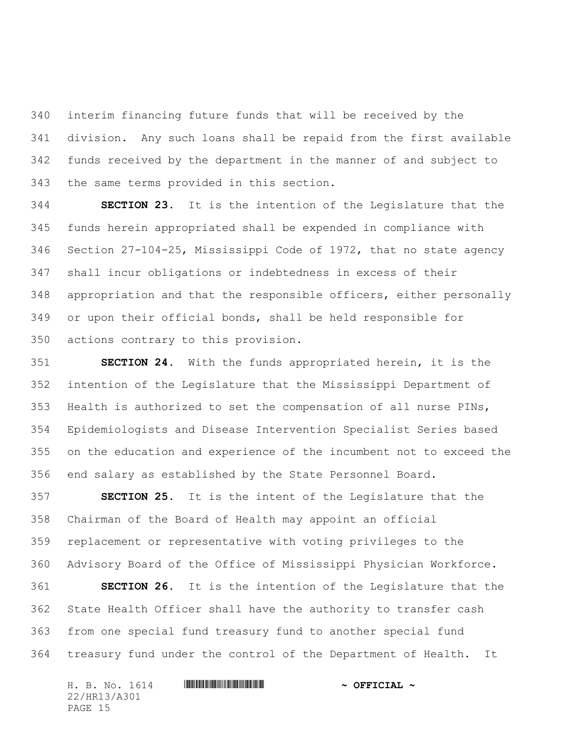interim financing future funds that will be received by the division. Any such loans shall be repaid from the first available funds received by the department in the manner of and subject to the same terms provided in this section.

**SECTION 23.** It is the intention of the Legislature that the funds herein appropriated shall be expended in compliance with Section 27-104-25, Mississippi Code of 1972, that no state agency shall incur obligations or indebtedness in excess of their appropriation and that the responsible officers, either personally or upon their official bonds, shall be held responsible for actions contrary to this provision.

**SECTION 24.** With the funds appropriated herein, it is the intention of the Legislature that the Mississippi Department of Health is authorized to set the compensation of all nurse PINs, Epidemiologists and Disease Intervention Specialist Series based on the education and experience of the incumbent not to exceed the end salary as established by the State Personnel Board.

**SECTION 25.** It is the intent of the Legislature that the Chairman of the Board of Health may appoint an official replacement or representative with voting privileges to the Advisory Board of the Office of Mississippi Physician Workforce.

**SECTION 26.** It is the intention of the Legislature that the State Health Officer shall have the authority to transfer cash from one special fund treasury fund to another special fund treasury fund under the control of the Department of Health. It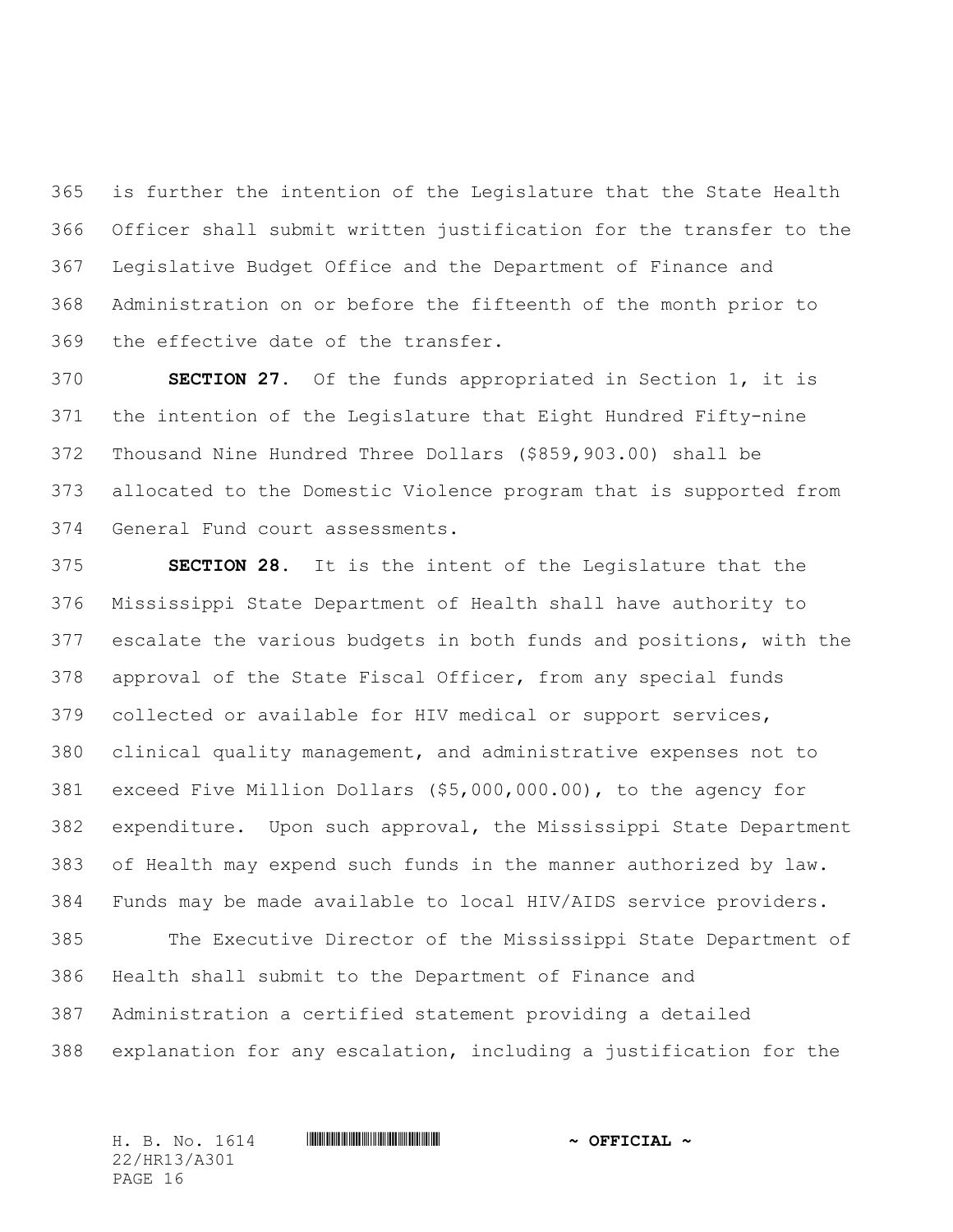is further the intention of the Legislature that the State Health Officer shall submit written justification for the transfer to the Legislative Budget Office and the Department of Finance and Administration on or before the fifteenth of the month prior to the effective date of the transfer.

**SECTION 27.** Of the funds appropriated in Section 1, it is the intention of the Legislature that Eight Hundred Fifty-nine Thousand Nine Hundred Three Dollars ($859,903.00) shall be allocated to the Domestic Violence program that is supported from General Fund court assessments.

**SECTION 28.** It is the intent of the Legislature that the Mississippi State Department of Health shall have authority to escalate the various budgets in both funds and positions, with the approval of the State Fiscal Officer, from any special funds collected or available for HIV medical or support services, clinical quality management, and administrative expenses not to exceed Five Million Dollars ($5,000,000.00), to the agency for expenditure. Upon such approval, the Mississippi State Department of Health may expend such funds in the manner authorized by law. Funds may be made available to local HIV/AIDS service providers.

The Executive Director of the Mississippi State Department of Health shall submit to the Department of Finance and Administration a certified statement providing a detailed explanation for any escalation, including a justification for the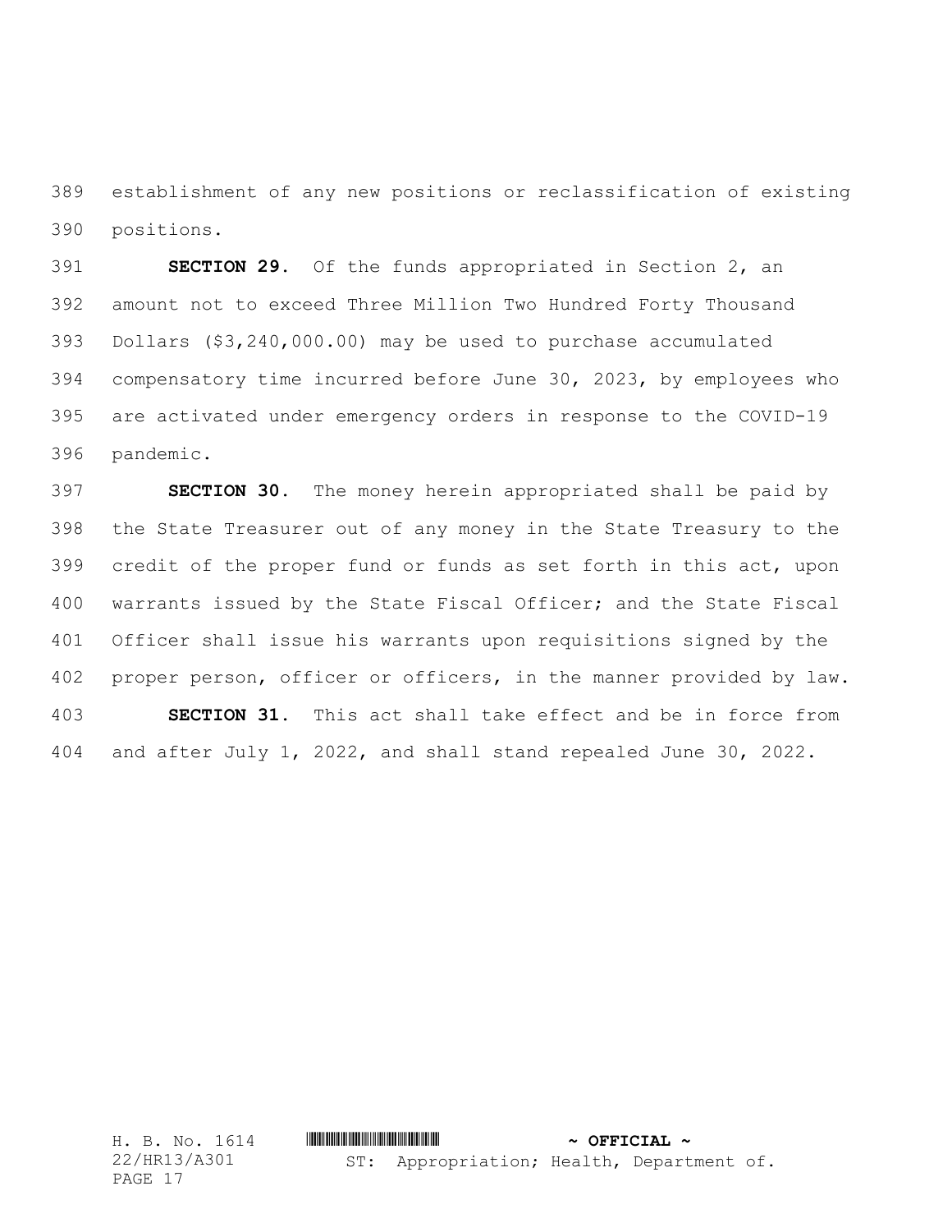establishment of any new positions or reclassification of existing positions.

**SECTION 29.** Of the funds appropriated in Section 2, an amount not to exceed Three Million Two Hundred Forty Thousand Dollars ($3,240,000.00) may be used to purchase accumulated compensatory time incurred before June 30, 2023, by employees who are activated under emergency orders in response to the COVID-19 pandemic.

**SECTION 30.** The money herein appropriated shall be paid by the State Treasurer out of any money in the State Treasury to the credit of the proper fund or funds as set forth in this act, upon warrants issued by the State Fiscal Officer; and the State Fiscal Officer shall issue his warrants upon requisitions signed by the proper person, officer or officers, in the manner provided by law.

**SECTION 31.** This act shall take effect and be in force from and after July 1, 2022, and shall stand repealed June 30, 2022.